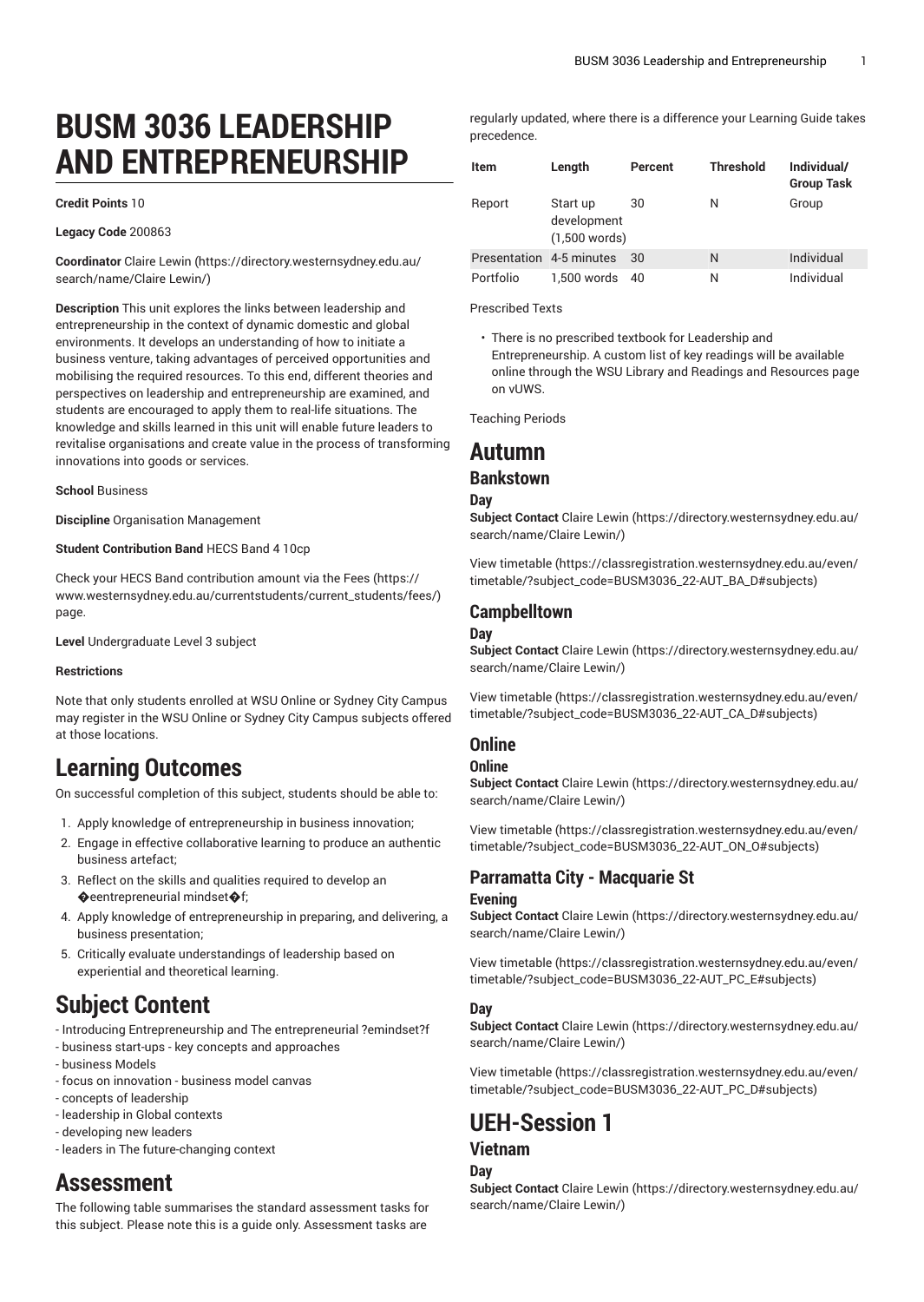# BUSM 3036 LEADERSHIP AND ENTREPRENEURSHIP

**Credit Points** 10

**Legacy Code** 200863

**Coordinator** Claire Lewin (https://directory.westernsydney.edu.au/search/name/Claire Lewin/)

**Description** This unit explores the links between leadership and entrepreneurship in the context of dynamic domestic and global environments. It develops an understanding of how to initiate a business venture, taking advantages of perceived opportunities and mobilising the required resources. To this end, different theories and perspectives on leadership and entrepreneurship are examined, and students are encouraged to apply them to real-life situations. The knowledge and skills learned in this unit will enable future leaders to revitalise organisations and create value in the process of transforming innovations into goods or services.

**School** Business

**Discipline** Organisation Management

**Student Contribution Band** HECS Band 4 10cp

Check your HECS Band contribution amount via the Fees (https://www.westernsydney.edu.au/currentstudents/current_students/fees/) page.

**Level** Undergraduate Level 3 subject

**Restrictions**

Note that only students enrolled at WSU Online or Sydney City Campus may register in the WSU Online or Sydney City Campus subjects offered at those locations.

# Learning Outcomes

On successful completion of this subject, students should be able to:

1. Apply knowledge of entrepreneurship in business innovation;
2. Engage in effective collaborative learning to produce an authentic business artefact;
3. Reflect on the skills and qualities required to develop an �eentrepreneurial mindset�f;
4. Apply knowledge of entrepreneurship in preparing, and delivering, a business presentation;
5. Critically evaluate understandings of leadership based on experiential and theoretical learning.

# Subject Content

- Introducing Entrepreneurship and The entrepreneurial ?emindset?f
- business start-ups - key concepts and approaches
- business Models
- focus on innovation - business model canvas
- concepts of leadership
- leadership in Global contexts
- developing new leaders
- leaders in The future-changing context

# Assessment

The following table summarises the standard assessment tasks for this subject. Please note this is a guide only. Assessment tasks are regularly updated, where there is a difference your Learning Guide takes precedence.

| Item | Length | Percent | Threshold | Individual/ Group Task |
|---|---|---|---|---|
| Report | Start up development (1,500 words) | 30 | N | Group |
| Presentation | 4-5 minutes | 30 | N | Individual |
| Portfolio | 1,500 words | 40 | N | Individual |

Prescribed Texts

- There is no prescribed textbook for Leadership and Entrepreneurship. A custom list of key readings will be available online through the WSU Library and Readings and Resources page on vUWS.

Teaching Periods

# Autumn

## Bankstown

### Day

**Subject Contact** Claire Lewin (https://directory.westernsydney.edu.au/search/name/Claire Lewin/)

View timetable (https://classregistration.westernsydney.edu.au/even/timetable/?subject_code=BUSM3036_22-AUT_BA_D#subjects)

## Campbelltown

### Day

**Subject Contact** Claire Lewin (https://directory.westernsydney.edu.au/search/name/Claire Lewin/)

View timetable (https://classregistration.westernsydney.edu.au/even/timetable/?subject_code=BUSM3036_22-AUT_CA_D#subjects)

## Online

### Online

**Subject Contact** Claire Lewin (https://directory.westernsydney.edu.au/search/name/Claire Lewin/)

View timetable (https://classregistration.westernsydney.edu.au/even/timetable/?subject_code=BUSM3036_22-AUT_ON_O#subjects)

## Parramatta City - Macquarie St

### Evening

**Subject Contact** Claire Lewin (https://directory.westernsydney.edu.au/search/name/Claire Lewin/)

View timetable (https://classregistration.westernsydney.edu.au/even/timetable/?subject_code=BUSM3036_22-AUT_PC_E#subjects)

### Day

**Subject Contact** Claire Lewin (https://directory.westernsydney.edu.au/search/name/Claire Lewin/)

View timetable (https://classregistration.westernsydney.edu.au/even/timetable/?subject_code=BUSM3036_22-AUT_PC_D#subjects)

# UEH-Session 1

## Vietnam

### Day

**Subject Contact** Claire Lewin (https://directory.westernsydney.edu.au/search/name/Claire Lewin/)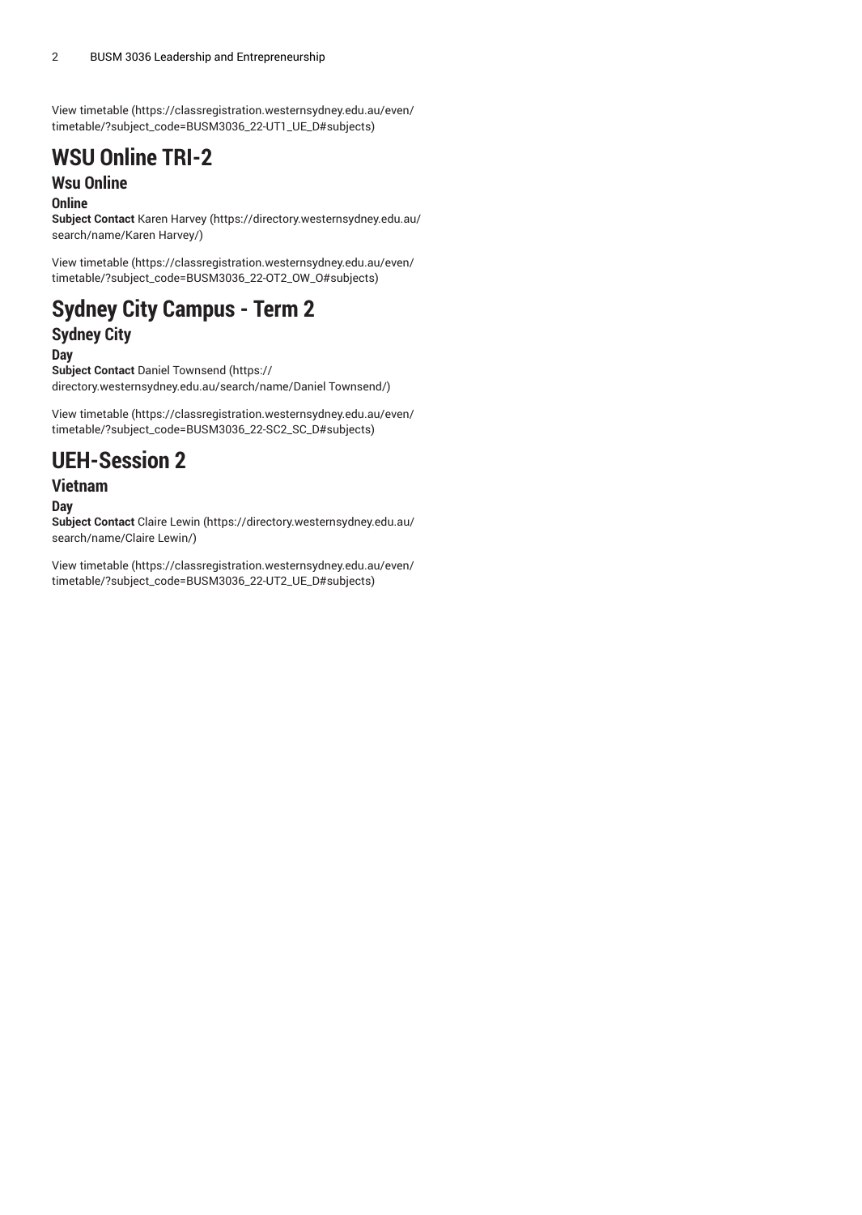View timetable (https://classregistration.westernsydney.edu.au/even/timetable/?subject_code=BUSM3036_22-UT1_UE_D#subjects)

# WSU Online TRI-2

## Wsu Online

### Online

**Subject Contact** Karen Harvey (https://directory.westernsydney.edu.au/search/name/Karen Harvey/)

View timetable (https://classregistration.westernsydney.edu.au/even/timetable/?subject_code=BUSM3036_22-OT2_OW_O#subjects)

# Sydney City Campus - Term 2

## Sydney City

### Day

**Subject Contact** Daniel Townsend (https://directory.westernsydney.edu.au/search/name/Daniel Townsend/)

View timetable (https://classregistration.westernsydney.edu.au/even/timetable/?subject_code=BUSM3036_22-SC2_SC_D#subjects)

# UEH-Session 2

## Vietnam

### Day

**Subject Contact** Claire Lewin (https://directory.westernsydney.edu.au/search/name/Claire Lewin/)

View timetable (https://classregistration.westernsydney.edu.au/even/timetable/?subject_code=BUSM3036_22-UT2_UE_D#subjects)